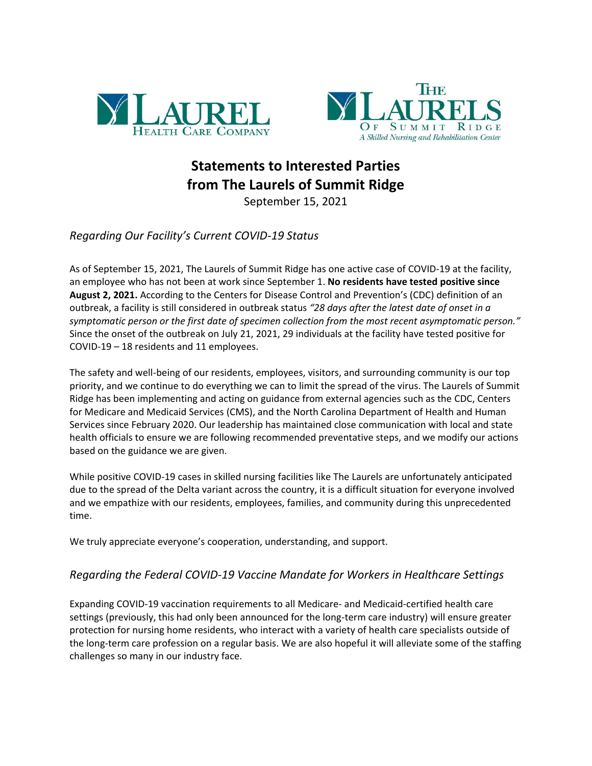# Statements to Interested Parties from The Laurels of Summit Ridge

September 15, 2021

## *Regarding Our Facility's Current COVID-19 Status*

As of September 15, 2021, The Laurels of Summit Ridge has one active case of COVID-19 at the facility, an employee who has not been at work since September 1. **No residents have tested positive since August 2, 2021.** According to the Centers for Disease Control and Prevention's (CDC) definition of an outbreak, a facility is still considered in outbreak status *"28 days after the latest date of onset in a symptomatic person or the first date of specimen collection from the most recent asymptomatic person."* Since the onset of the outbreak on July 21, 2021, 29 individuals at the facility have tested positive for COVID-19 – 18 residents and 11 employees.

The safety and well-being of our residents, employees, visitors, and surrounding community is our top priority, and we continue to do everything we can to limit the spread of the virus. The Laurels of Summit Ridge has been implementing and acting on guidance from external agencies such as the CDC, Centers for Medicare and Medicaid Services (CMS), and the North Carolina Department of Health and Human Services since February 2020. Our leadership has maintained close communication with local and state health officials to ensure we are following recommended preventative steps, and we modify our actions based on the guidance we are given.

While positive COVID-19 cases in skilled nursing facilities like The Laurels are unfortunately anticipated due to the spread of the Delta variant across the country, it is a difficult situation for everyone involved and we empathize with our residents, employees, families, and community during this unprecedented time.

We truly appreciate everyone's cooperation, understanding, and support.

## *Regarding the Federal COVID-19 Vaccine Mandate for Workers in Healthcare Settings*

Expanding COVID-19 vaccination requirements to all Medicare- and Medicaid-certified health care settings (previously, this had only been announced for the long-term care industry) will ensure greater protection for nursing home residents, who interact with a variety of health care specialists outside of the long-term care profession on a regular basis. We are also hopeful it will alleviate some of the staffing challenges so many in our industry face.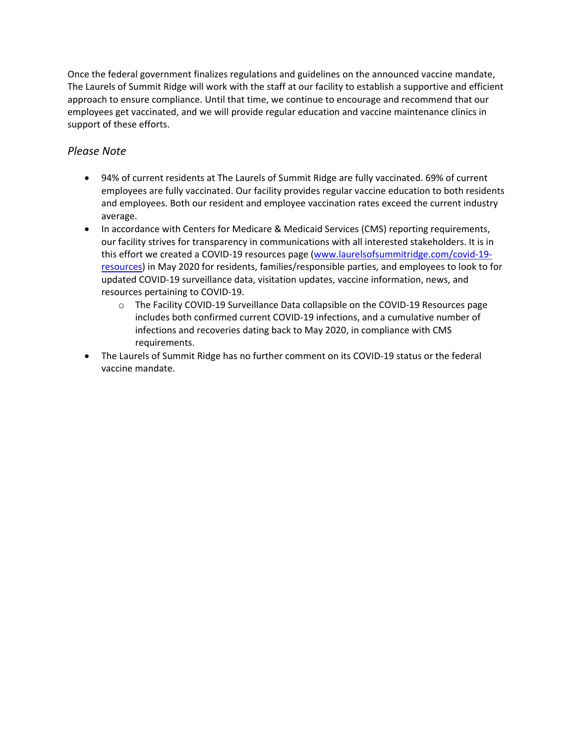Once the federal government finalizes regulations and guidelines on the announced vaccine mandate, The Laurels of Summit Ridge will work with the staff at our facility to establish a supportive and efficient approach to ensure compliance. Until that time, we continue to encourage and recommend that our employees get vaccinated, and we will provide regular education and vaccine maintenance clinics in support of these efforts.

## *Please Note*

- 94% of current residents at The Laurels of Summit Ridge are fully vaccinated. 69% of current employees are fully vaccinated. Our facility provides regular vaccine education to both residents and employees. Both our resident and employee vaccination rates exceed the current industry average.
- In accordance with Centers for Medicare & Medicaid Services (CMS) reporting requirements, our facility strives for transparency in communications with all interested stakeholders. It is in this effort we created a COVID-19 resources page ([www.laurelsofsummitridge.com/covid-19-resources](www.laurelsofsummitridge.com/covid-19-resources)) in May 2020 for residents, families/responsible parties, and employees to look to for updated COVID-19 surveillance data, visitation updates, vaccine information, news, and resources pertaining to COVID-19.
    - The Facility COVID-19 Surveillance Data collapsible on the COVID-19 Resources page includes both confirmed current COVID-19 infections, and a cumulative number of infections and recoveries dating back to May 2020, in compliance with CMS requirements.
- The Laurels of Summit Ridge has no further comment on its COVID-19 status or the federal vaccine mandate.